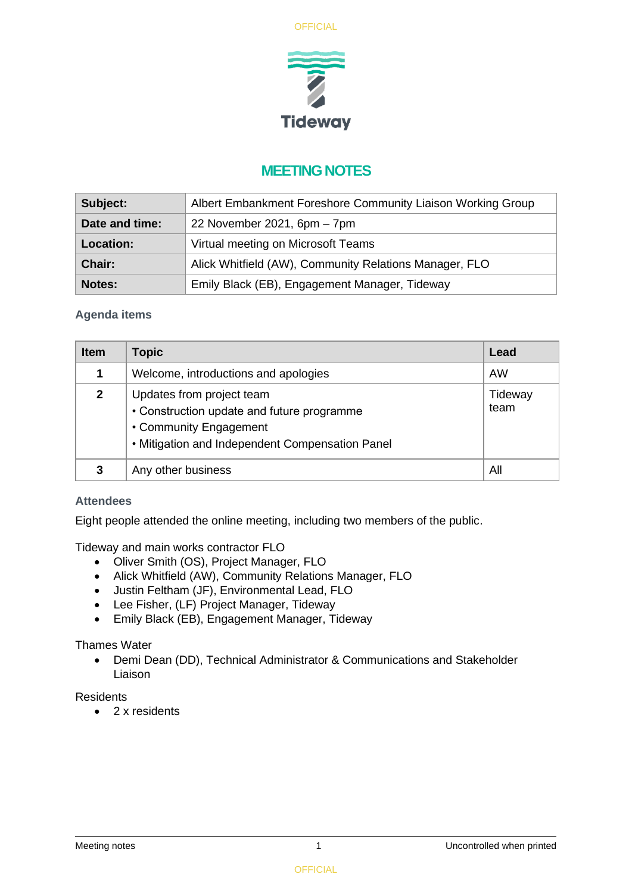# MEETING NOTES

| | |
|---|---|
| **Subject:** | Albert Embankment Foreshore Community Liaison Working Group |
| **Date and time:** | 22 November 2021, 6pm – 7pm |
| **Location:** | Virtual meeting on Microsoft Teams |
| **Chair:** | Alick Whitfield (AW), Community Relations Manager, FLO |
| **Notes:** | Emily Black (EB), Engagement Manager, Tideway |

## Agenda items

| Item | Topic | Lead |
|---|---|---|
| 1 | Welcome, introductions and apologies | AW |
| 2 | Updates from project team<br>• Construction update and future programme<br>• Community Engagement<br>• Mitigation and Independent Compensation Panel | Tideway team |
| 3 | Any other business | All |

## Attendees

Eight people attended the online meeting, including two members of the public.

Tideway and main works contractor FLO

- Oliver Smith (OS), Project Manager, FLO
- Alick Whitfield (AW), Community Relations Manager, FLO
- Justin Feltham (JF), Environmental Lead, FLO
- Lee Fisher, (LF) Project Manager, Tideway
- Emily Black (EB), Engagement Manager, Tideway

Thames Water

- Demi Dean (DD), Technical Administrator & Communications and Stakeholder Liaison

Residents

- 2 x residents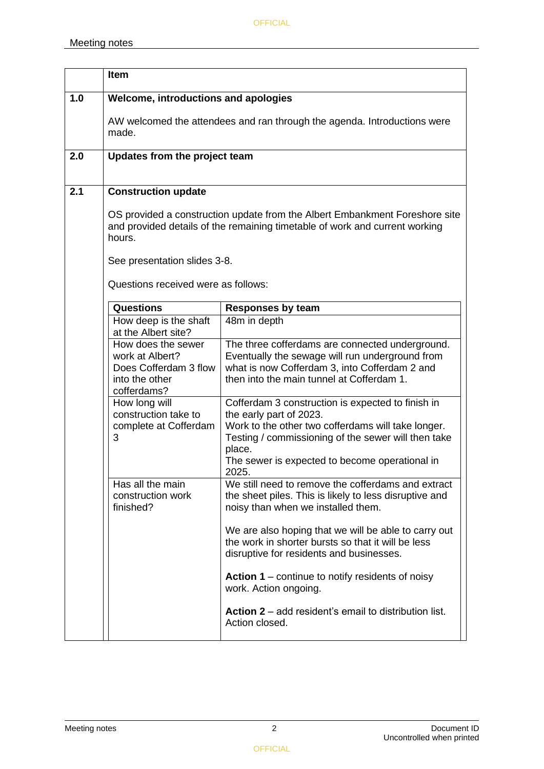Meeting notes

| | Item |
|---|---|
| 1.0 | **Welcome, introductions and apologies**<br><br>AW welcomed the attendees and ran through the agenda. Introductions were made. |
| 2.0 | **Updates from the project team** |
| 2.1 | **Construction update**<br><br>OS provided a construction update from the Albert Embankment Foreshore site and provided details of the remaining timetable of work and current working hours.<br><br>See presentation slides 3-8.<br><br>Questions received were as follows: |

| Questions | Responses by team |
|---|---|
| How deep is the shaft at the Albert site? | 48m in depth |
| How does the sewer work at Albert? Does Cofferdam 3 flow into the other cofferdams? | The three cofferdams are connected underground. Eventually the sewage will run underground from what is now Cofferdam 3, into Cofferdam 2 and then into the main tunnel at Cofferdam 1. |
| How long will construction take to complete at Cofferdam 3 | Cofferdam 3 construction is expected to finish in the early part of 2023.<br>Work to the other two cofferdams will take longer.<br>Testing / commissioning of the sewer will then take place.<br>The sewer is expected to become operational in 2025. |
| Has all the main construction work finished? | We still need to remove the cofferdams and extract the sheet piles. This is likely to less disruptive and noisy than when we installed them.<br><br>We are also hoping that we will be able to carry out the work in shorter bursts so that it will be less disruptive for residents and businesses.<br><br>**Action 1** – continue to notify residents of noisy work. Action ongoing.<br><br>**Action 2** – add resident's email to distribution list. Action closed. |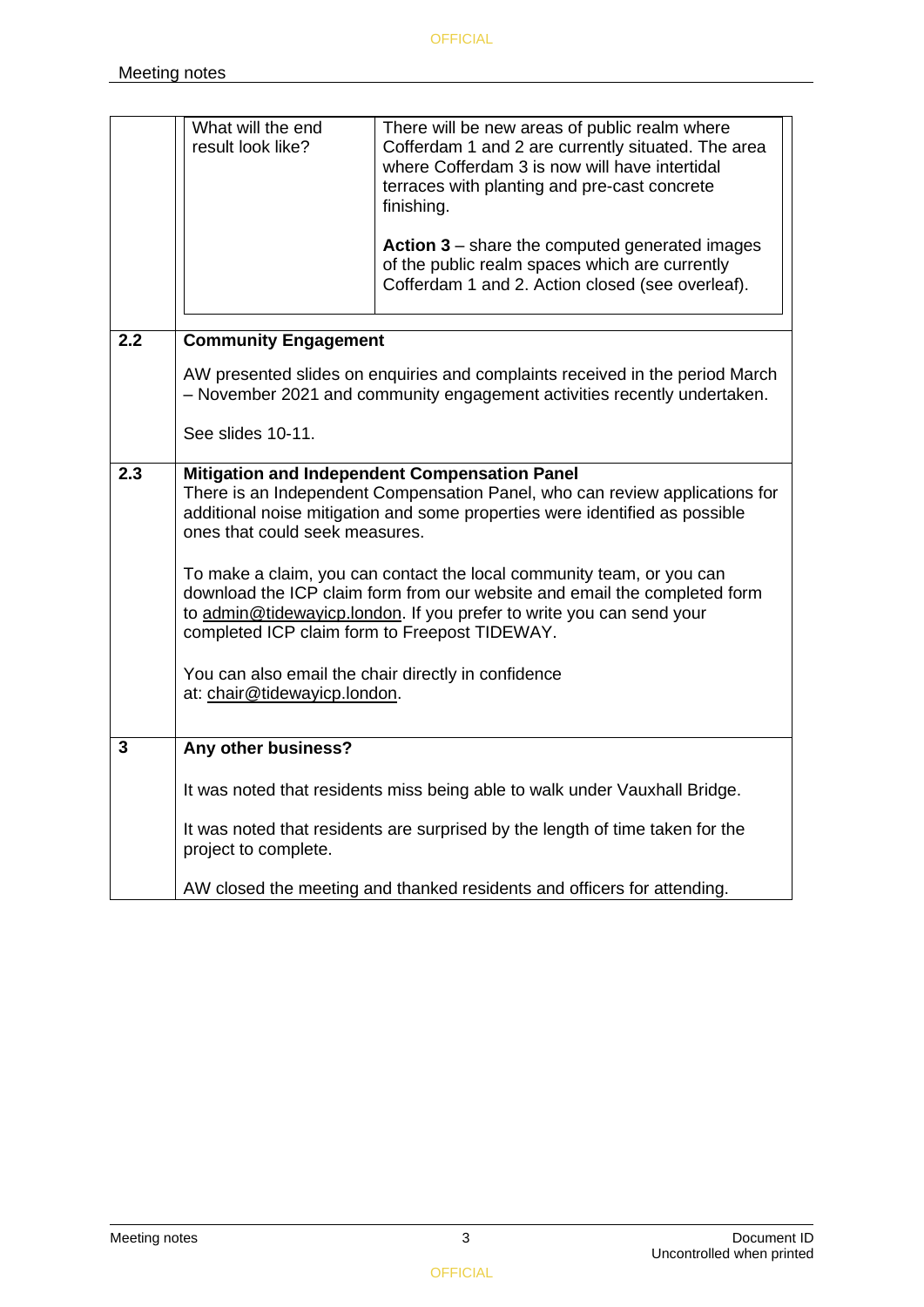Meeting notes

| | | |
|---|---|---|
| | What will the end result look like? | There will be new areas of public realm where Cofferdam 1 and 2 are currently situated. The area where Cofferdam 3 is now will have intertidal terraces with planting and pre-cast concrete finishing.<br><br>**Action 3** – share the computed generated images of the public realm spaces which are currently Cofferdam 1 and 2. Action closed (see overleaf). |
| **2.2** | **Community Engagement**<br><br>AW presented slides on enquiries and complaints received in the period March – November 2021 and community engagement activities recently undertaken.<br><br>See slides 10-11. | |
| **2.3** | **Mitigation and Independent Compensation Panel**<br>There is an Independent Compensation Panel, who can review applications for additional noise mitigation and some properties were identified as possible ones that could seek measures.<br><br>To make a claim, you can contact the local community team, or you can download the ICP claim form from our website and email the completed form to admin@tidewayicp.london. If you prefer to write you can send your completed ICP claim form to Freepost TIDEWAY.<br><br>You can also email the chair directly in confidence at: chair@tidewayicp.london. | |
| **3** | **Any other business?**<br><br>It was noted that residents miss being able to walk under Vauxhall Bridge.<br><br>It was noted that residents are surprised by the length of time taken for the project to complete.<br><br>AW closed the meeting and thanked residents and officers for attending. | |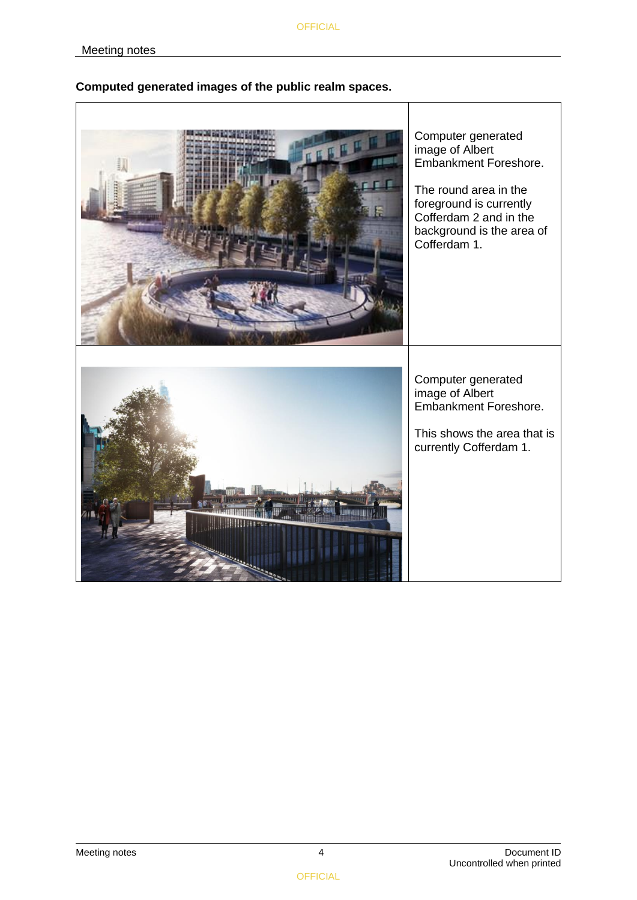**Computed generated images of the public realm spaces.**

| | |
|---|---|
| | Computer generated image of Albert Embankment Foreshore.<br><br>The round area in the foreground is currently Cofferdam 2 and in the background is the area of Cofferdam 1. |
| | Computer generated image of Albert Embankment Foreshore.<br><br>This shows the area that is currently Cofferdam 1. |